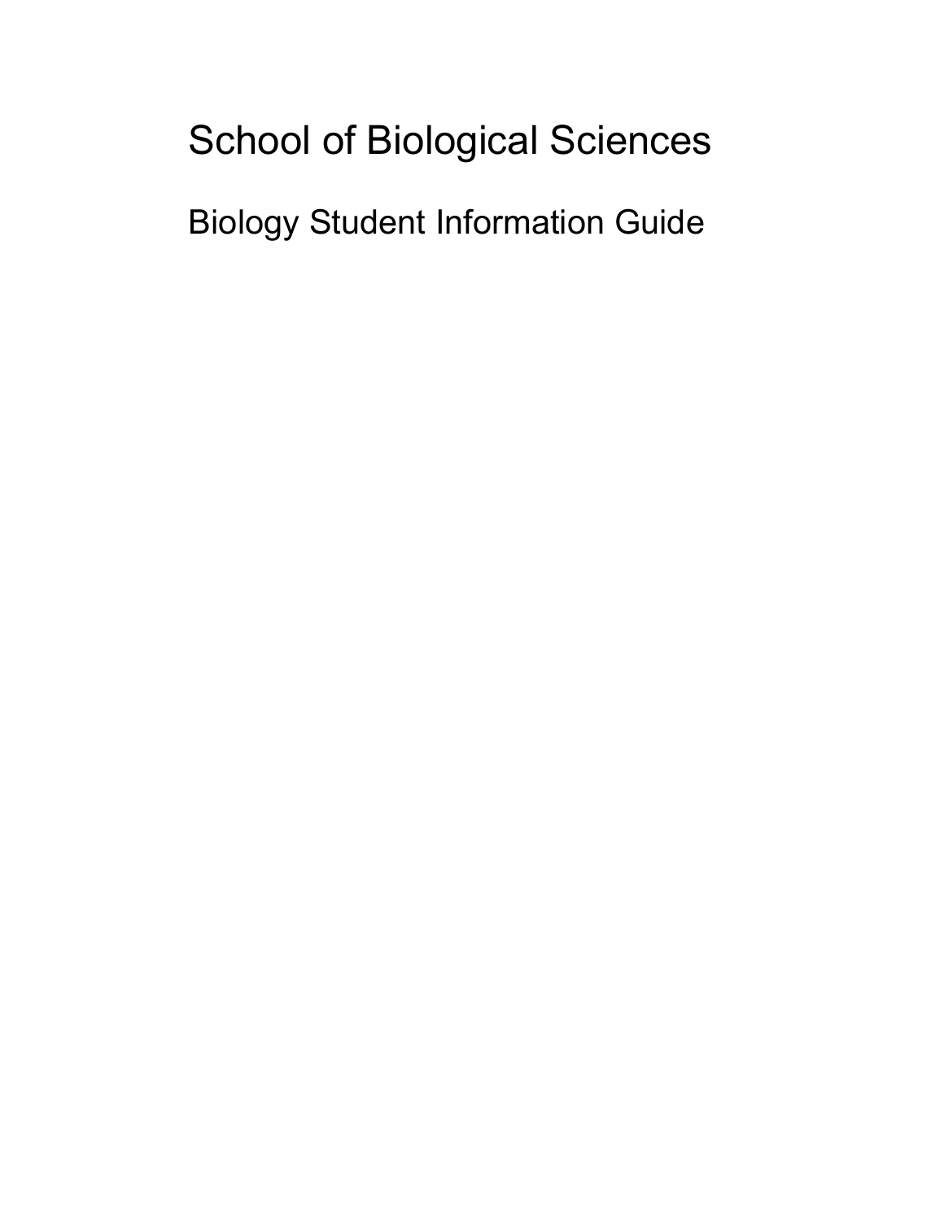# School of Biological Sciences

## Biology Student Information Guide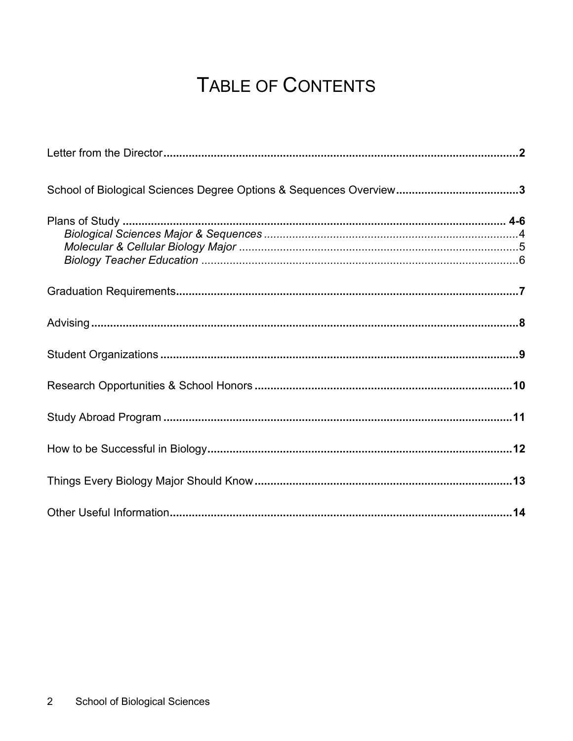# Table of Contents

**Letter from the Director** ... **2**

**School of Biological Sciences Degree Options & Sequences Overview** ... **3**

**Plans of Study** ... **4-6**

- *Biological Sciences Major & Sequences* ... 4
- *Molecular & Cellular Biology Major* ... 5
- *Biology Teacher Education* ... 6

**Graduation Requirements** ... **7**

**Advising** ... **8**

**Student Organizations** ... **9**

**Research Opportunities & School Honors** ... **10**

**Study Abroad Program** ... **11**

**How to be Successful in Biology** ... **12**

**Things Every Biology Major Should Know** ... **13**

**Other Useful Information** ... **14**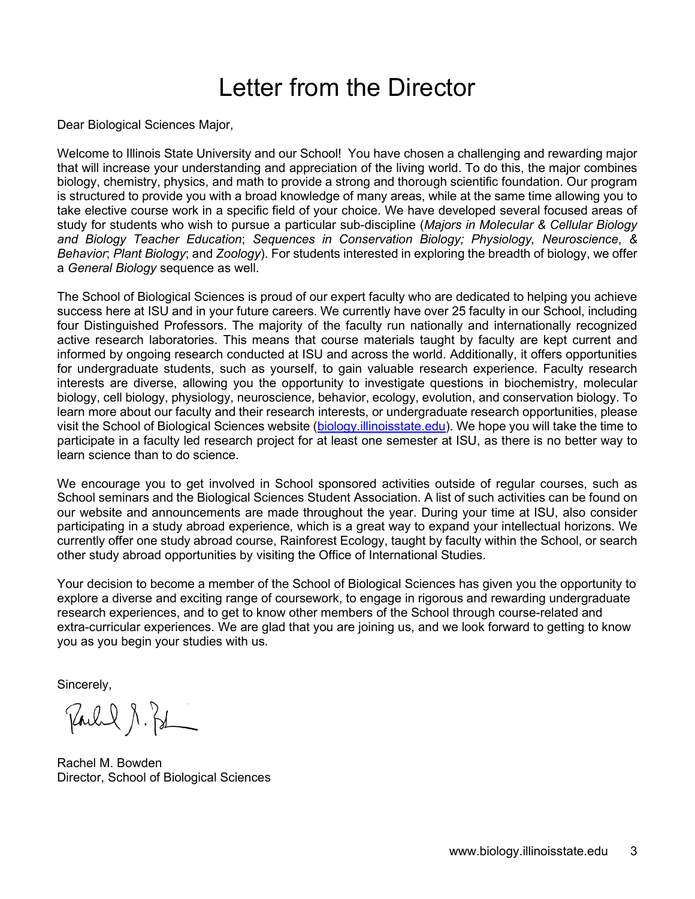# Letter from the Director

Dear Biological Sciences Major,

Welcome to Illinois State University and our School! You have chosen a challenging and rewarding major that will increase your understanding and appreciation of the living world. To do this, the major combines biology, chemistry, physics, and math to provide a strong and thorough scientific foundation. Our program is structured to provide you with a broad knowledge of many areas, while at the same time allowing you to take elective course work in a specific field of your choice. We have developed several focused areas of study for students who wish to pursue a particular sub-discipline (*Majors in Molecular & Cellular Biology and Biology Teacher Education*; *Sequences in Conservation Biology; Physiology, Neuroscience*, *& Behavior*; *Plant Biology*; and *Zoology*). For students interested in exploring the breadth of biology, we offer a *General Biology* sequence as well.

The School of Biological Sciences is proud of our expert faculty who are dedicated to helping you achieve success here at ISU and in your future careers. We currently have over 25 faculty in our School, including four Distinguished Professors. The majority of the faculty run nationally and internationally recognized active research laboratories. This means that course materials taught by faculty are kept current and informed by ongoing research conducted at ISU and across the world. Additionally, it offers opportunities for undergraduate students, such as yourself, to gain valuable research experience. Faculty research interests are diverse, allowing you the opportunity to investigate questions in biochemistry, molecular biology, cell biology, physiology, neuroscience, behavior, ecology, evolution, and conservation biology. To learn more about our faculty and their research interests, or undergraduate research opportunities, please visit the School of Biological Sciences website ([biology.illinoisstate.edu](http://biology.illinoisstate.edu)). We hope you will take the time to participate in a faculty led research project for at least one semester at ISU, as there is no better way to learn science than to do science.

We encourage you to get involved in School sponsored activities outside of regular courses, such as School seminars and the Biological Sciences Student Association. A list of such activities can be found on our website and announcements are made throughout the year. During your time at ISU, also consider participating in a study abroad experience, which is a great way to expand your intellectual horizons. We currently offer one study abroad course, Rainforest Ecology, taught by faculty within the School, or search other study abroad opportunities by visiting the Office of International Studies.

Your decision to become a member of the School of Biological Sciences has given you the opportunity to explore a diverse and exciting range of coursework, to engage in rigorous and rewarding undergraduate research experiences, and to get to know other members of the School through course-related and extra-curricular experiences. We are glad that you are joining us, and we look forward to getting to know you as you begin your studies with us.

Sincerely,

Rachel M. Bowden
Director, School of Biological Sciences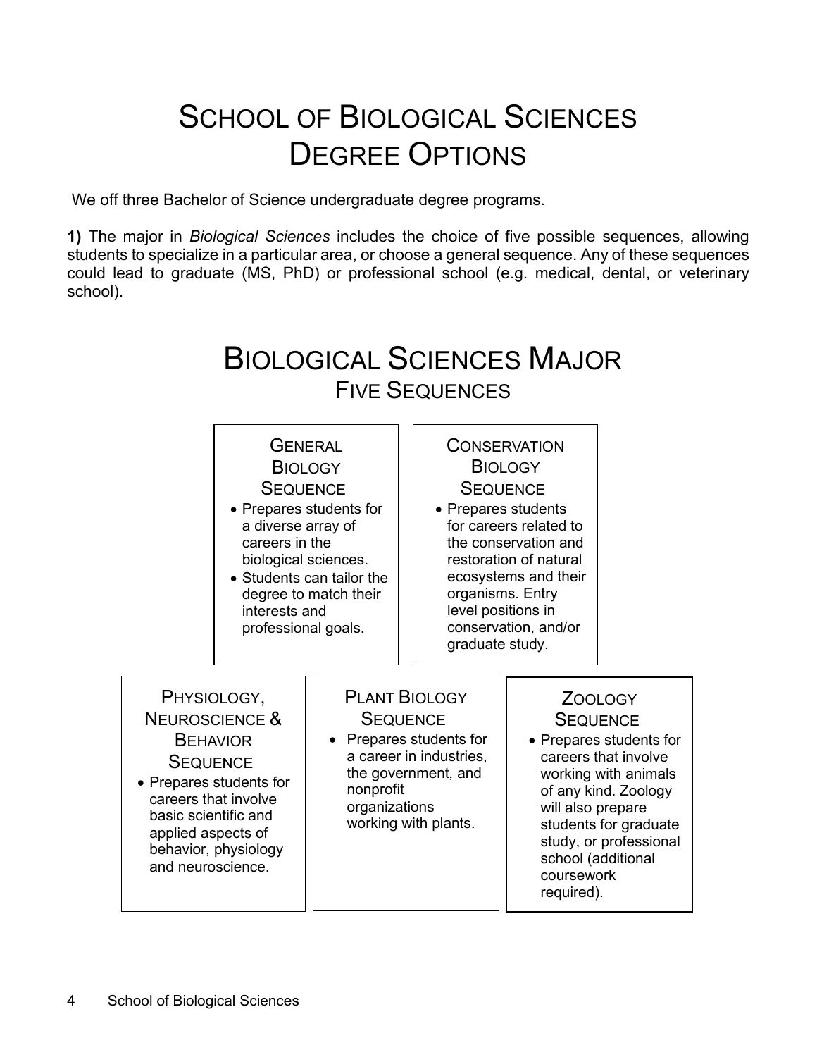# School of Biological Sciences Degree Options

We off three Bachelor of Science undergraduate degree programs.

**1)** The major in *Biological Sciences* includes the choice of five possible sequences, allowing students to specialize in a particular area, or choose a general sequence. Any of these sequences could lead to graduate (MS, PhD) or professional school (e.g. medical, dental, or veterinary school).

## Biological Sciences Major

### Five Sequences

#### General Biology Sequence

- Prepares students for a diverse array of careers in the biological sciences.
- Students can tailor the degree to match their interests and professional goals.

#### Conservation Biology Sequence

- Prepares students for careers related to the conservation and restoration of natural ecosystems and their organisms. Entry level positions in conservation, and/or graduate study.

#### Physiology, Neuroscience & Behavior Sequence

- Prepares students for careers that involve basic scientific and applied aspects of behavior, physiology and neuroscience.

#### Plant Biology Sequence

- Prepares students for a career in industries, the government, and nonprofit organizations working with plants.

#### Zoology Sequence

- Prepares students for careers that involve working with animals of any kind. Zoology will also prepare students for graduate study, or professional school (additional coursework required).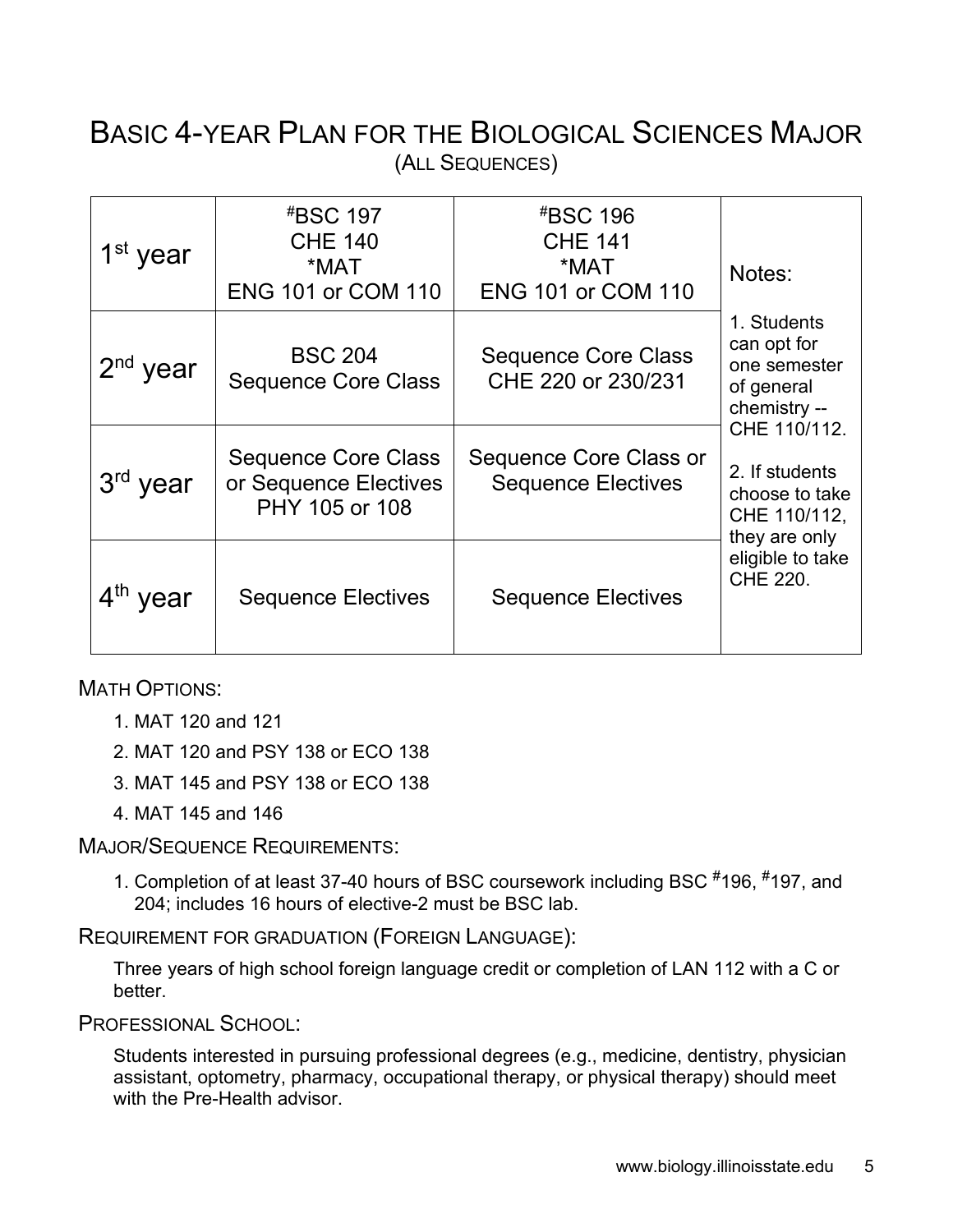# BASIC 4-YEAR PLAN FOR THE BIOLOGICAL SCIENCES MAJOR

(ALL SEQUENCES)

| | | | |
|---|---|---|---|
| 1st year | #BSC 197<br>CHE 140<br>*MAT<br>ENG 101 or COM 110 | #BSC 196<br>CHE 141<br>*MAT<br>ENG 101 or COM 110 | Notes:<br><br>1. Students can opt for one semester of general chemistry -- CHE 110/112.<br><br>2. If students choose to take CHE 110/112, they are only eligible to take CHE 220. |
| 2nd year | BSC 204<br>Sequence Core Class | Sequence Core Class<br>CHE 220 or 230/231 | |
| 3rd year | Sequence Core Class or Sequence Electives<br>PHY 105 or 108 | Sequence Core Class or Sequence Electives | |
| 4th year | Sequence Electives | Sequence Electives | |

MATH OPTIONS:

1. MAT 120 and 121
2. MAT 120 and PSY 138 or ECO 138
3. MAT 145 and PSY 138 or ECO 138
4. MAT 145 and 146

MAJOR/SEQUENCE REQUIREMENTS:

1. Completion of at least 37-40 hours of BSC coursework including BSC #196, #197, and 204; includes 16 hours of elective-2 must be BSC lab.

REQUIREMENT FOR GRADUATION (FOREIGN LANGUAGE):

Three years of high school foreign language credit or completion of LAN 112 with a C or better.

PROFESSIONAL SCHOOL:

Students interested in pursuing professional degrees (e.g., medicine, dentistry, physician assistant, optometry, pharmacy, occupational therapy, or physical therapy) should meet with the Pre-Health advisor.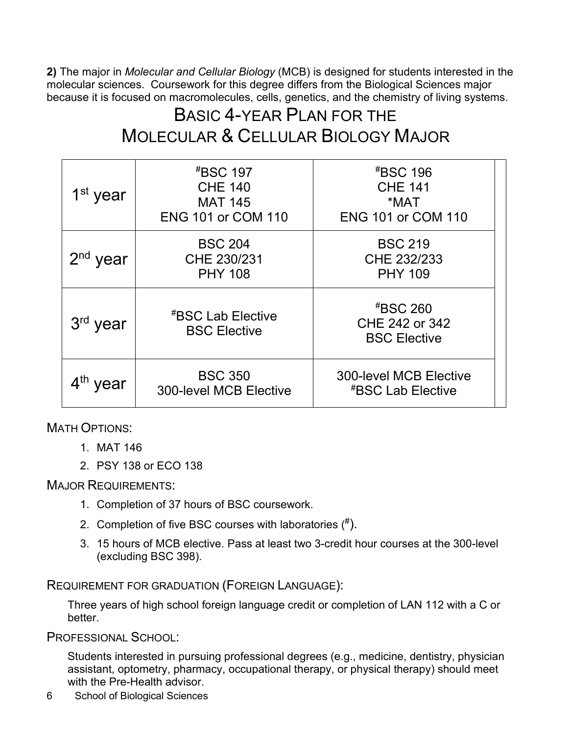**2)** The major in *Molecular and Cellular Biology* (MCB) is designed for students interested in the molecular sciences. Coursework for this degree differs from the Biological Sciences major because it is focused on macromolecules, cells, genetics, and the chemistry of living systems.

# Basic 4-Year Plan for the Molecular & Cellular Biology Major

| | | |
|---|---|---|
| 1st year | #BSC 197<br>CHE 140<br>MAT 145<br>ENG 101 or COM 110 | #BSC 196<br>CHE 141<br>*MAT<br>ENG 101 or COM 110 |
| 2nd year | BSC 204<br>CHE 230/231<br>PHY 108 | BSC 219<br>CHE 232/233<br>PHY 109 |
| 3rd year | #BSC Lab Elective<br>BSC Elective | #BSC 260<br>CHE 242 or 342<br>BSC Elective |
| 4th year | BSC 350<br>300-level MCB Elective | 300-level MCB Elective<br>#BSC Lab Elective |

Math Options:

1. MAT 146
2. PSY 138 or ECO 138

Major Requirements:

1. Completion of 37 hours of BSC coursework.
2. Completion of five BSC courses with laboratories (#).
3. 15 hours of MCB elective. Pass at least two 3-credit hour courses at the 300-level (excluding BSC 398).

Requirement for graduation (Foreign Language):

Three years of high school foreign language credit or completion of LAN 112 with a C or better.

Professional School:

Students interested in pursuing professional degrees (e.g., medicine, dentistry, physician assistant, optometry, pharmacy, occupational therapy, or physical therapy) should meet with the Pre-Health advisor.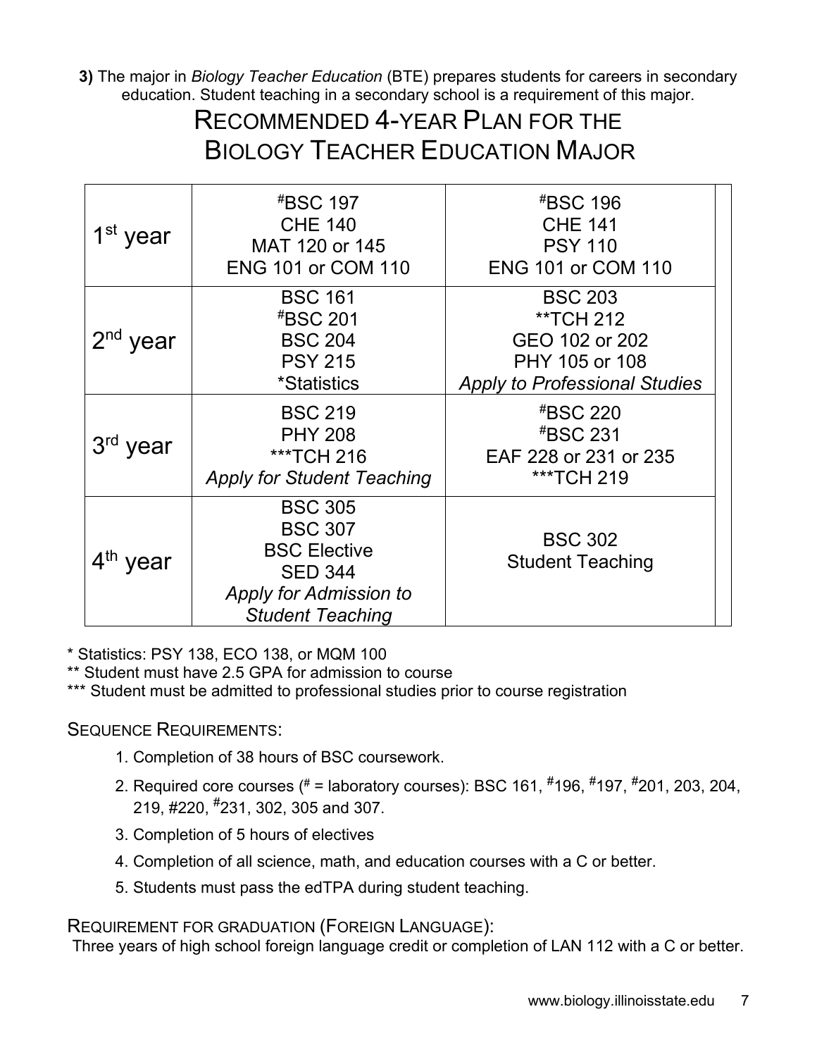**3)** The major in *Biology Teacher Education* (BTE) prepares students for careers in secondary education. Student teaching in a secondary school is a requirement of this major.

# Recommended 4-Year Plan for the Biology Teacher Education Major

| | | |
|---|---|---|
| 1st year | #BSC 197<br>CHE 140<br>MAT 120 or 145<br>ENG 101 or COM 110 | #BSC 196<br>CHE 141<br>PSY 110<br>ENG 101 or COM 110 |
| 2nd year | BSC 161<br>#BSC 201<br>BSC 204<br>PSY 215<br>*Statistics | BSC 203<br>**TCH 212<br>GEO 102 or 202<br>PHY 105 or 108<br>*Apply to Professional Studies* |
| 3rd year | BSC 219<br>PHY 208<br>***TCH 216<br>*Apply for Student Teaching* | #BSC 220<br>#BSC 231<br>EAF 228 or 231 or 235<br>***TCH 219 |
| 4th year | BSC 305<br>BSC 307<br>BSC Elective<br>SED 344<br>*Apply for Admission to Student Teaching* | BSC 302<br>Student Teaching |

\* Statistics: PSY 138, ECO 138, or MQM 100

** Student must have 2.5 GPA for admission to course

*** Student must be admitted to professional studies prior to course registration

## Sequence Requirements:

1. Completion of 38 hours of BSC coursework.
2. Required core courses (# = laboratory courses): BSC 161, #196, #197, #201, 203, 204, 219, #220, #231, 302, 305 and 307.
3. Completion of 5 hours of electives
4. Completion of all science, math, and education courses with a C or better.
5. Students must pass the edTPA during student teaching.

## Requirement for Graduation (Foreign Language):

Three years of high school foreign language credit or completion of LAN 112 with a C or better.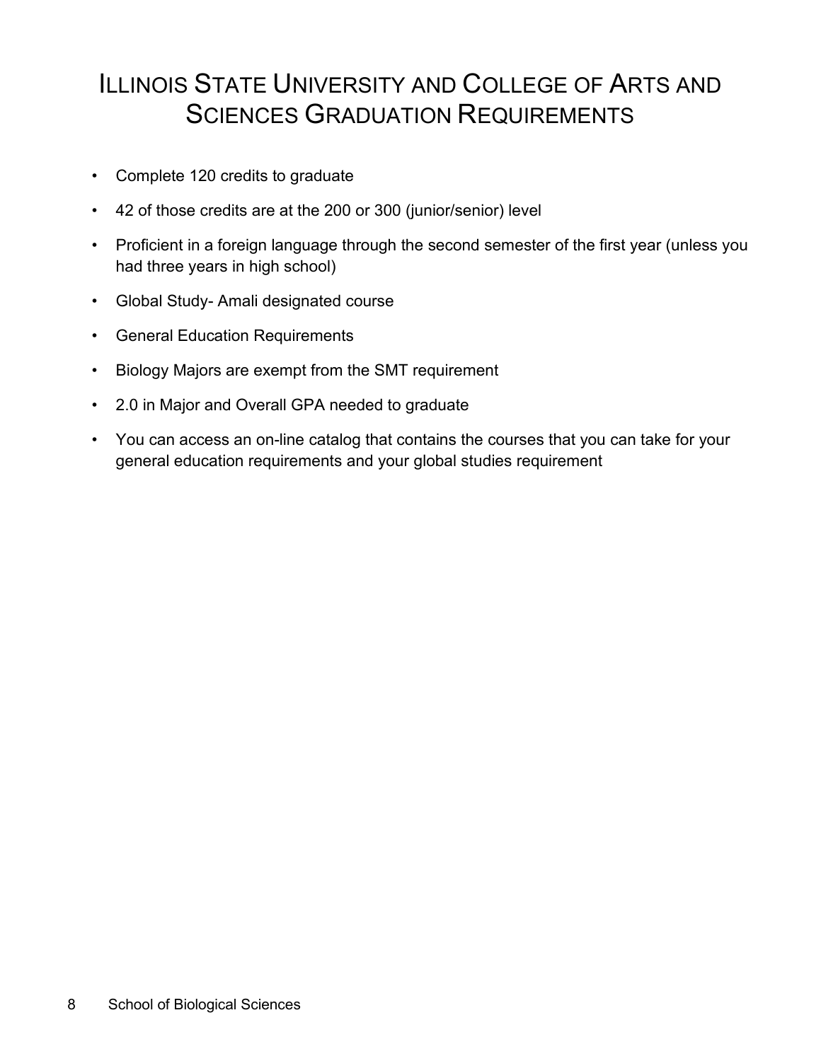# Illinois State University and College of Arts and Sciences Graduation Requirements

- Complete 120 credits to graduate
- 42 of those credits are at the 200 or 300 (junior/senior) level
- Proficient in a foreign language through the second semester of the first year (unless you had three years in high school)
- Global Study- Amali designated course
- General Education Requirements
- Biology Majors are exempt from the SMT requirement
- 2.0 in Major and Overall GPA needed to graduate
- You can access an on-line catalog that contains the courses that you can take for your general education requirements and your global studies requirement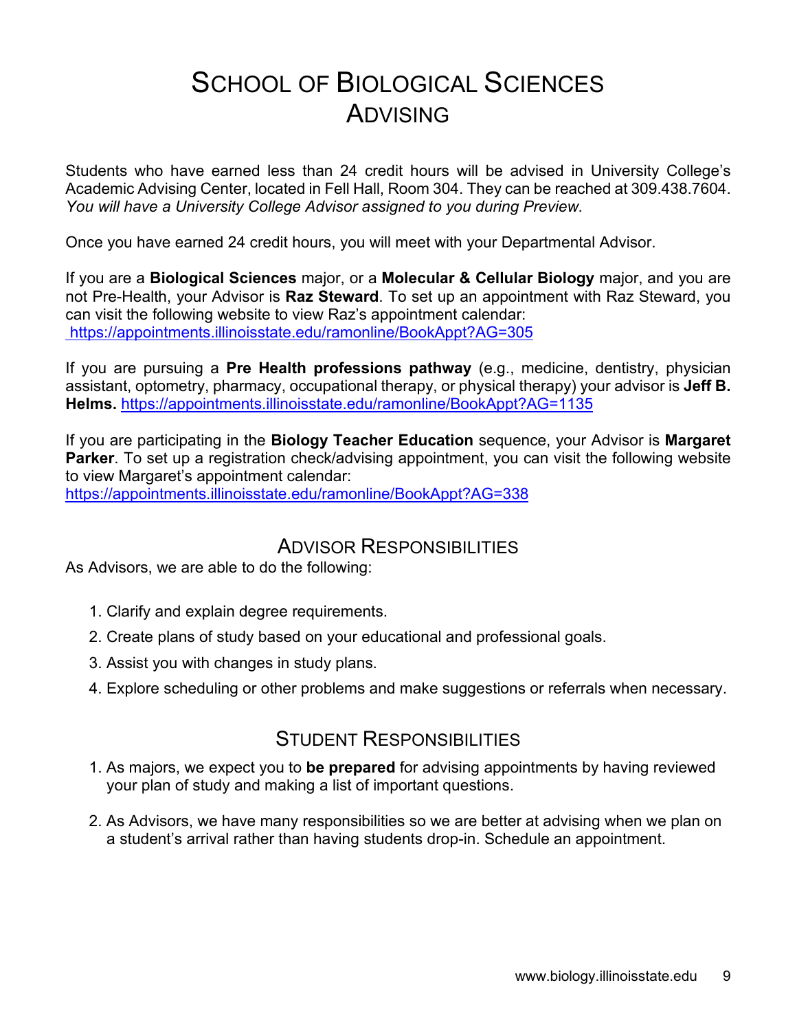# School of Biological Sciences Advising

Students who have earned less than 24 credit hours will be advised in University College's Academic Advising Center, located in Fell Hall, Room 304. They can be reached at 309.438.7604. *You will have a University College Advisor assigned to you during Preview.*

Once you have earned 24 credit hours, you will meet with your Departmental Advisor.

If you are a **Biological Sciences** major, or a **Molecular & Cellular Biology** major, and you are not Pre-Health, your Advisor is **Raz Steward**. To set up an appointment with Raz Steward, you can visit the following website to view Raz's appointment calendar: https://appointments.illinoisstate.edu/ramonline/BookAppt?AG=305

If you are pursuing a **Pre Health professions pathway** (e.g., medicine, dentistry, physician assistant, optometry, pharmacy, occupational therapy, or physical therapy) your advisor is **Jeff B. Helms.** https://appointments.illinoisstate.edu/ramonline/BookAppt?AG=1135

If you are participating in the **Biology Teacher Education** sequence, your Advisor is **Margaret Parker**. To set up a registration check/advising appointment, you can visit the following website to view Margaret's appointment calendar: https://appointments.illinoisstate.edu/ramonline/BookAppt?AG=338

## Advisor Responsibilities

As Advisors, we are able to do the following:

1. Clarify and explain degree requirements.
2. Create plans of study based on your educational and professional goals.
3. Assist you with changes in study plans.
4. Explore scheduling or other problems and make suggestions or referrals when necessary.

## Student Responsibilities

1. As majors, we expect you to **be prepared** for advising appointments by having reviewed your plan of study and making a list of important questions.
2. As Advisors, we have many responsibilities so we are better at advising when we plan on a student's arrival rather than having students drop-in. Schedule an appointment.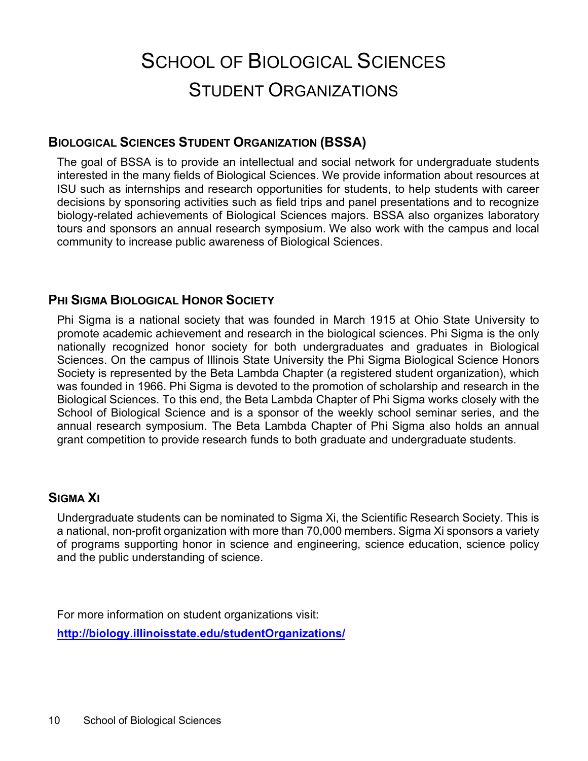# School of Biological Sciences
# Student Organizations

## Biological Sciences Student Organization (BSSA)

The goal of BSSA is to provide an intellectual and social network for undergraduate students interested in the many fields of Biological Sciences. We provide information about resources at ISU such as internships and research opportunities for students, to help students with career decisions by sponsoring activities such as field trips and panel presentations and to recognize biology-related achievements of Biological Sciences majors. BSSA also organizes laboratory tours and sponsors an annual research symposium. We also work with the campus and local community to increase public awareness of Biological Sciences.

## Phi Sigma Biological Honor Society

Phi Sigma is a national society that was founded in March 1915 at Ohio State University to promote academic achievement and research in the biological sciences. Phi Sigma is the only nationally recognized honor society for both undergraduates and graduates in Biological Sciences. On the campus of Illinois State University the Phi Sigma Biological Science Honors Society is represented by the Beta Lambda Chapter (a registered student organization), which was founded in 1966. Phi Sigma is devoted to the promotion of scholarship and research in the Biological Sciences. To this end, the Beta Lambda Chapter of Phi Sigma works closely with the School of Biological Science and is a sponsor of the weekly school seminar series, and the annual research symposium. The Beta Lambda Chapter of Phi Sigma also holds an annual grant competition to provide research funds to both graduate and undergraduate students.

## Sigma Xi

Undergraduate students can be nominated to Sigma Xi, the Scientific Research Society. This is a national, non-profit organization with more than 70,000 members. Sigma Xi sponsors a variety of programs supporting honor in science and engineering, science education, science policy and the public understanding of science.

For more information on student organizations visit:

**[http://biology.illinoisstate.edu/studentOrganizations/](http://biology.illinoisstate.edu/studentOrganizations/)**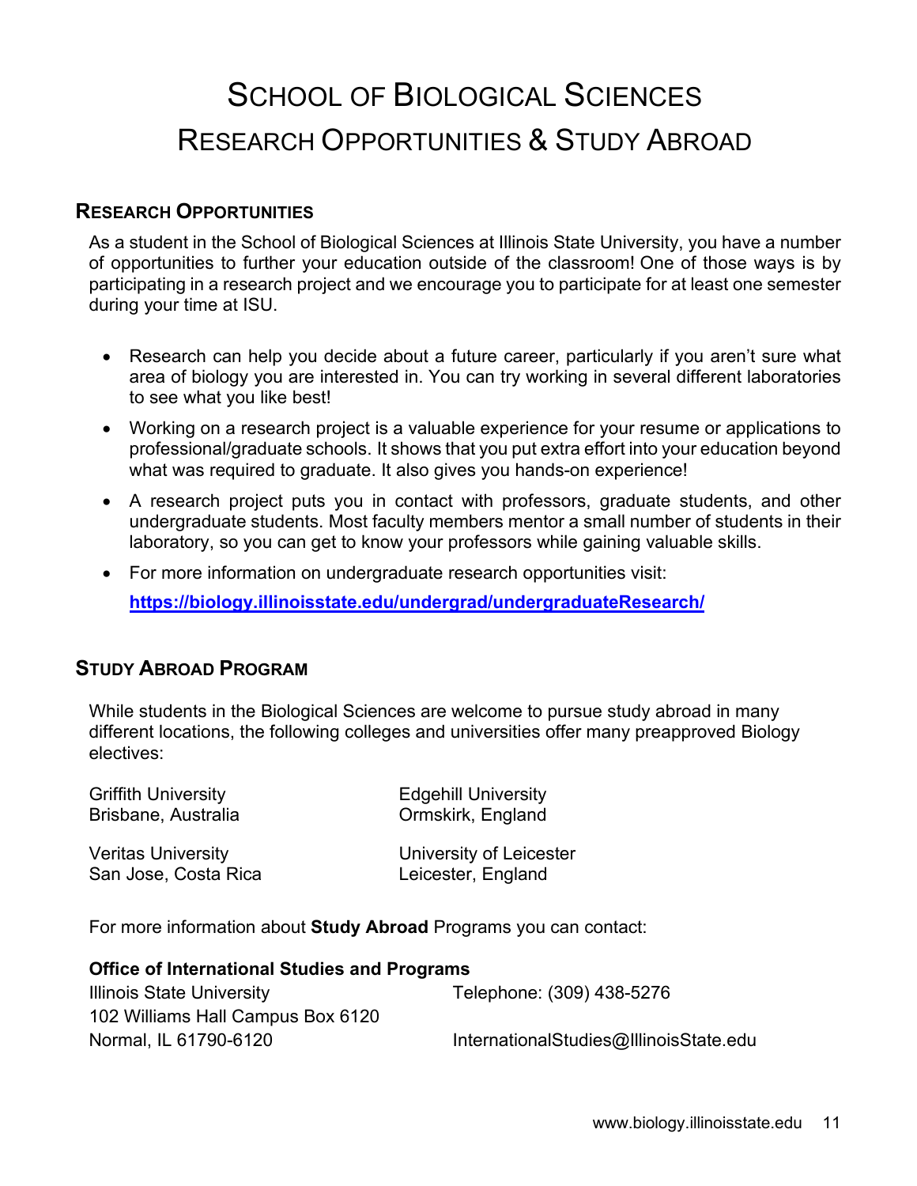# School of Biological Sciences
# Research Opportunities & Study Abroad

## Research Opportunities

As a student in the School of Biological Sciences at Illinois State University, you have a number of opportunities to further your education outside of the classroom! One of those ways is by participating in a research project and we encourage you to participate for at least one semester during your time at ISU.

- Research can help you decide about a future career, particularly if you aren't sure what area of biology you are interested in. You can try working in several different laboratories to see what you like best!
- Working on a research project is a valuable experience for your resume or applications to professional/graduate schools. It shows that you put extra effort into your education beyond what was required to graduate. It also gives you hands-on experience!
- A research project puts you in contact with professors, graduate students, and other undergraduate students. Most faculty members mentor a small number of students in their laboratory, so you can get to know your professors while gaining valuable skills.
- For more information on undergraduate research opportunities visit:

  **https://biology.illinoisstate.edu/undergrad/undergraduateResearch/**

## Study Abroad Program

While students in the Biological Sciences are welcome to pursue study abroad in many different locations, the following colleges and universities offer many preapproved Biology electives:

Griffith University
Brisbane, Australia

Veritas University
San Jose, Costa Rica

Edgehill University
Ormskirk, England

University of Leicester
Leicester, England

For more information about **Study Abroad** Programs you can contact:

**Office of International Studies and Programs**
Illinois State University
102 Williams Hall Campus Box 6120
Normal, IL 61790-6120

Telephone: (309) 438-5276
InternationalStudies@IllinoisState.edu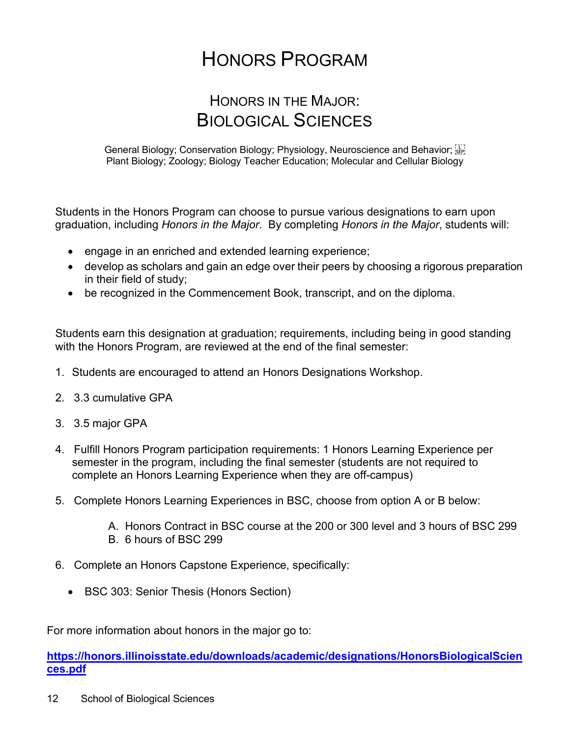# HONORS PROGRAM

## HONORS IN THE MAJOR: BIOLOGICAL SCIENCES

General Biology; Conservation Biology; Physiology, Neuroscience and Behavior; Plant Biology; Zoology; Biology Teacher Education; Molecular and Cellular Biology

Students in the Honors Program can choose to pursue various designations to earn upon graduation, including *Honors in the Major*. By completing *Honors in the Major*, students will:

- engage in an enriched and extended learning experience;
- develop as scholars and gain an edge over their peers by choosing a rigorous preparation in their field of study;
- be recognized in the Commencement Book, transcript, and on the diploma.

Students earn this designation at graduation; requirements, including being in good standing with the Honors Program, are reviewed at the end of the final semester:

1. Students are encouraged to attend an Honors Designations Workshop.
2. 3.3 cumulative GPA
3. 3.5 major GPA
4. Fulfill Honors Program participation requirements: 1 Honors Learning Experience per semester in the program, including the final semester (students are not required to complete an Honors Learning Experience when they are off-campus)
5. Complete Honors Learning Experiences in BSC, choose from option A or B below:
   - A. Honors Contract in BSC course at the 200 or 300 level and 3 hours of BSC 299
   - B. 6 hours of BSC 299
6. Complete an Honors Capstone Experience, specifically:
   - BSC 303: Senior Thesis (Honors Section)

For more information about honors in the major go to:

**https://honors.illinoisstate.edu/downloads/academic/designations/HonorsBiologicalSciences.pdf**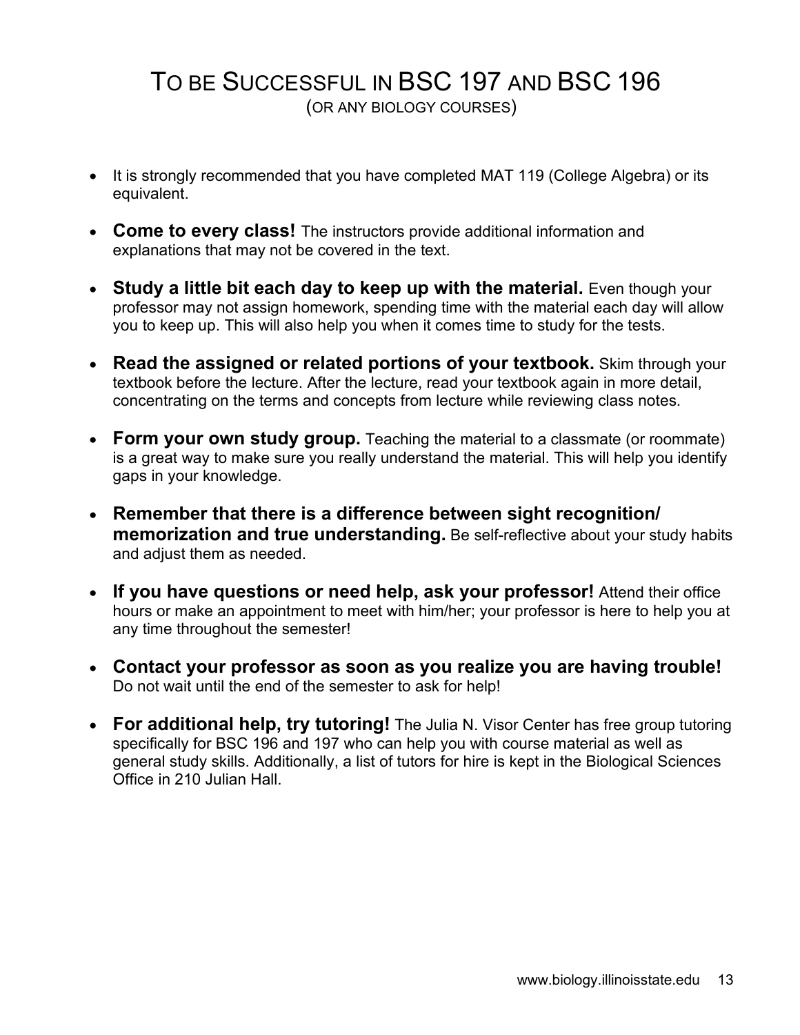# To be Successful in BSC 197 and BSC 196

(or any biology courses)

- It is strongly recommended that you have completed MAT 119 (College Algebra) or its equivalent.
- **Come to every class!** The instructors provide additional information and explanations that may not be covered in the text.
- **Study a little bit each day to keep up with the material.** Even though your professor may not assign homework, spending time with the material each day will allow you to keep up. This will also help you when it comes time to study for the tests.
- **Read the assigned or related portions of your textbook.** Skim through your textbook before the lecture. After the lecture, read your textbook again in more detail, concentrating on the terms and concepts from lecture while reviewing class notes.
- **Form your own study group.** Teaching the material to a classmate (or roommate) is a great way to make sure you really understand the material. This will help you identify gaps in your knowledge.
- **Remember that there is a difference between sight recognition/ memorization and true understanding.** Be self-reflective about your study habits and adjust them as needed.
- **If you have questions or need help, ask your professor!** Attend their office hours or make an appointment to meet with him/her; your professor is here to help you at any time throughout the semester!
- **Contact your professor as soon as you realize you are having trouble!** Do not wait until the end of the semester to ask for help!
- **For additional help, try tutoring!** The Julia N. Visor Center has free group tutoring specifically for BSC 196 and 197 who can help you with course material as well as general study skills. Additionally, a list of tutors for hire is kept in the Biological Sciences Office in 210 Julian Hall.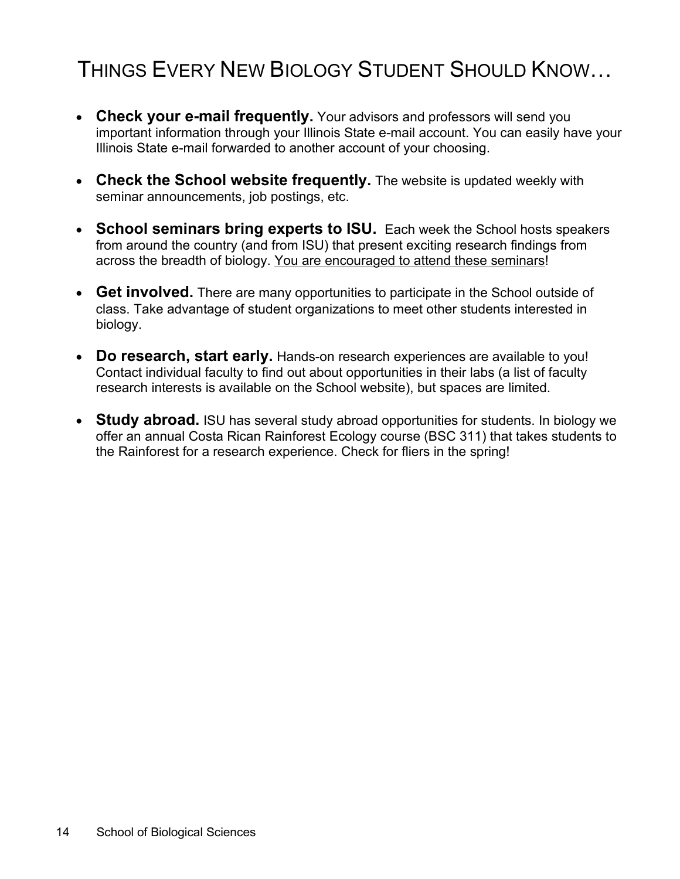# THINGS EVERY NEW BIOLOGY STUDENT SHOULD KNOW…

- **Check your e-mail frequently.** Your advisors and professors will send you important information through your Illinois State e-mail account. You can easily have your Illinois State e-mail forwarded to another account of your choosing.

- **Check the School website frequently.** The website is updated weekly with seminar announcements, job postings, etc.

- **School seminars bring experts to ISU.** Each week the School hosts speakers from around the country (and from ISU) that present exciting research findings from across the breadth of biology. <u>You are encouraged to attend these seminars</u>!

- **Get involved.** There are many opportunities to participate in the School outside of class. Take advantage of student organizations to meet other students interested in biology.

- **Do research, start early.** Hands-on research experiences are available to you! Contact individual faculty to find out about opportunities in their labs (a list of faculty research interests is available on the School website), but spaces are limited.

- **Study abroad.** ISU has several study abroad opportunities for students. In biology we offer an annual Costa Rican Rainforest Ecology course (BSC 311) that takes students to the Rainforest for a research experience. Check for fliers in the spring!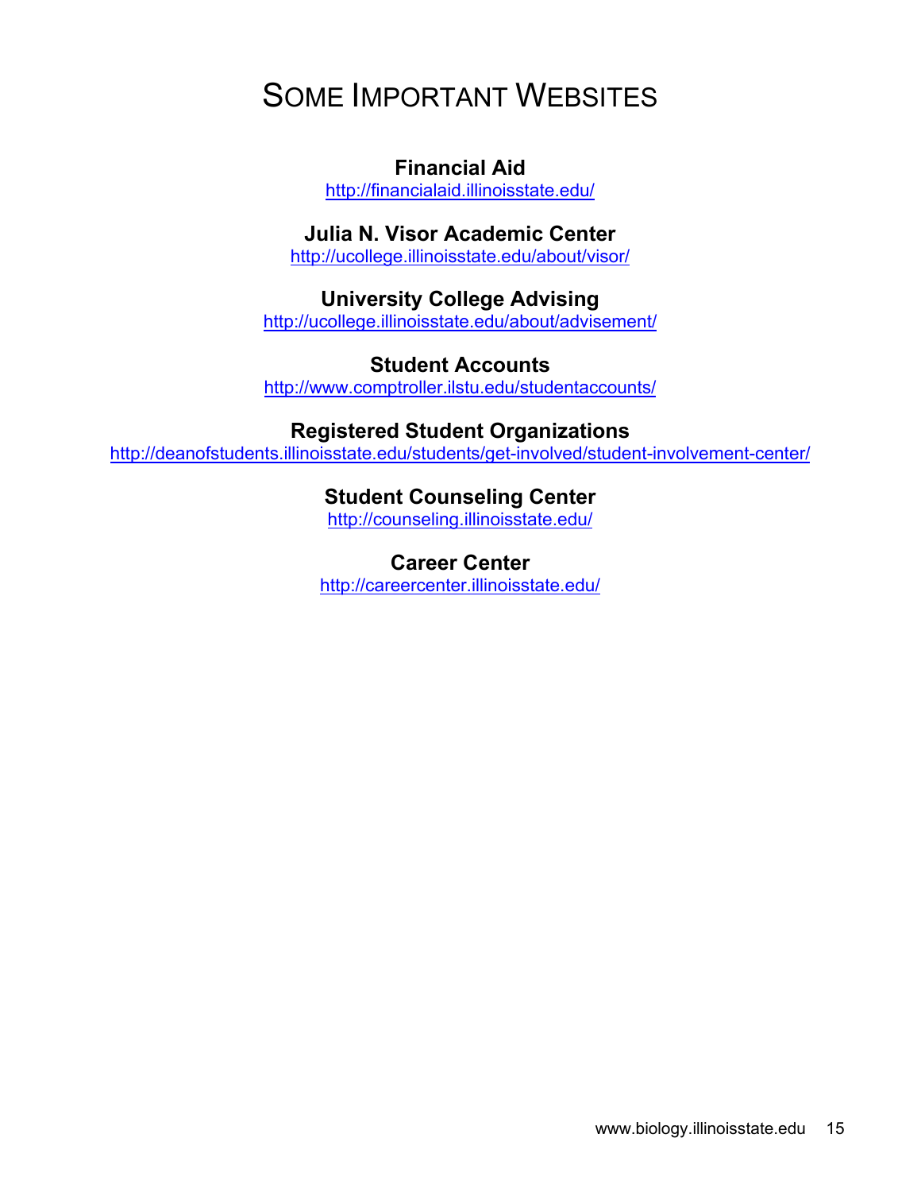# Some Important Websites

**Financial Aid**
http://financialaid.illinoisstate.edu/

**Julia N. Visor Academic Center**
http://ucollege.illinoisstate.edu/about/visor/

**University College Advising**
http://ucollege.illinoisstate.edu/about/advisement/

**Student Accounts**
http://www.comptroller.ilstu.edu/studentaccounts/

**Registered Student Organizations**
http://deanofstudents.illinoisstate.edu/students/get-involved/student-involvement-center/

**Student Counseling Center**
http://counseling.illinoisstate.edu/

**Career Center**
http://careercenter.illinoisstate.edu/